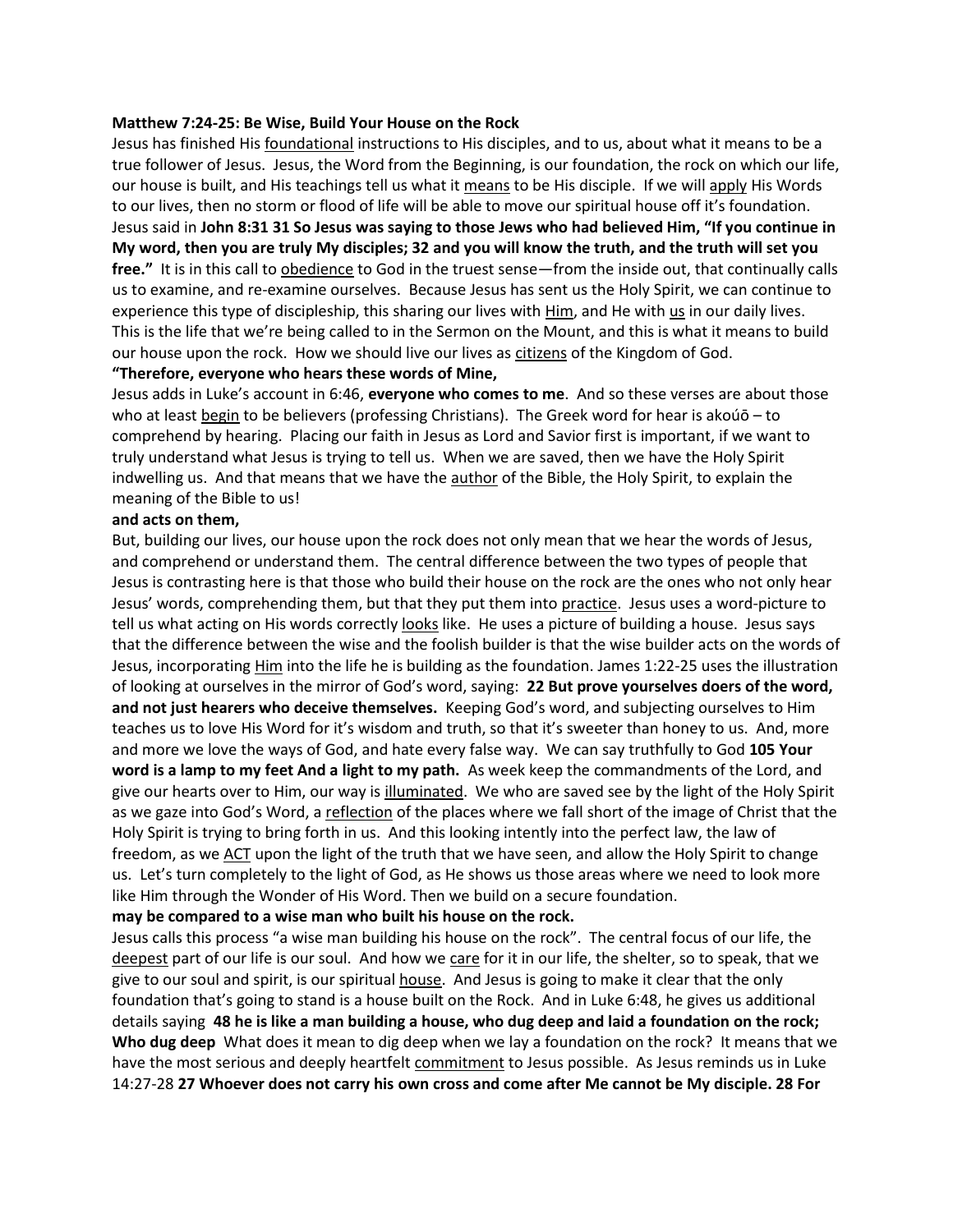**Matthew 7:24-25: Be Wise, Build Your House on the Rock**

Jesus has finished His <u>foundational</u> instructions to His disciples, and to us, about what it means to be a true follower of Jesus. Jesus, the Word from the Beginning, is our foundation, the rock on which our life, our house is built, and His teachings tell us what it <u>means</u> to be His disciple. If we will <u>apply</u> His Words to our lives, then no storm or flood of life will be able to move our spiritual house off it's foundation. Jesus said in **John 8:31 31 So Jesus was saying to those Jews who had believed Him, "If you continue in My word, then you are truly My disciples; 32 and you will know the truth, and the truth will set you free."** It is in this call to <u>obedience</u> to God in the truest sense—from the inside out, that continually calls us to examine, and re-examine ourselves. Because Jesus has sent us the Holy Spirit, we can continue to experience this type of discipleship, this sharing our lives with <u>Him</u>, and He with <u>us</u> in our daily lives. This is the life that we're being called to in the Sermon on the Mount, and this is what it means to build our house upon the rock. How we should live our lives as <u>citizens</u> of the Kingdom of God.

**"Therefore, everyone who hears these words of Mine,**

Jesus adds in Luke's account in 6:46, **everyone who comes to me**. And so these verses are about those who at least <u>begin</u> to be believers (professing Christians). The Greek word for hear is akoúō – to comprehend by hearing. Placing our faith in Jesus as Lord and Savior first is important, if we want to truly understand what Jesus is trying to tell us. When we are saved, then we have the Holy Spirit indwelling us. And that means that we have the <u>author</u> of the Bible, the Holy Spirit, to explain the meaning of the Bible to us!

**and acts on them,**

But, building our lives, our house upon the rock does not only mean that we hear the words of Jesus, and comprehend or understand them. The central difference between the two types of people that Jesus is contrasting here is that those who build their house on the rock are the ones who not only hear Jesus' words, comprehending them, but that they put them into <u>practice</u>. Jesus uses a word-picture to tell us what acting on His words correctly <u>looks</u> like. He uses a picture of building a house. Jesus says that the difference between the wise and the foolish builder is that the wise builder acts on the words of Jesus, incorporating <u>Him</u> into the life he is building as the foundation. James 1:22-25 uses the illustration of looking at ourselves in the mirror of God's word, saying: **22 But prove yourselves doers of the word, and not just hearers who deceive themselves.** Keeping God's word, and subjecting ourselves to Him teaches us to love His Word for it's wisdom and truth, so that it's sweeter than honey to us. And, more and more we love the ways of God, and hate every false way. We can say truthfully to God **105 Your word is a lamp to my feet And a light to my path.** As week keep the commandments of the Lord, and give our hearts over to Him, our way is <u>illuminated</u>. We who are saved see by the light of the Holy Spirit as we gaze into God's Word, a <u>reflection</u> of the places where we fall short of the image of Christ that the Holy Spirit is trying to bring forth in us. And this looking intently into the perfect law, the law of freedom, as we <u>ACT</u> upon the light of the truth that we have seen, and allow the Holy Spirit to change us. Let's turn completely to the light of God, as He shows us those areas where we need to look more like Him through the Wonder of His Word. Then we build on a secure foundation.

**may be compared to a wise man who built his house on the rock.**

Jesus calls this process "a wise man building his house on the rock". The central focus of our life, the <u>deepest</u> part of our life is our soul. And how we <u>care</u> for it in our life, the shelter, so to speak, that we give to our soul and spirit, is our spiritual <u>house</u>. And Jesus is going to make it clear that the only foundation that's going to stand is a house built on the Rock. And in Luke 6:48, he gives us additional details saying **48 he is like a man building a house, who dug deep and laid a foundation on the rock; Who dug deep** What does it mean to dig deep when we lay a foundation on the rock? It means that we have the most serious and deeply heartfelt <u>commitment</u> to Jesus possible. As Jesus reminds us in Luke 14:27-28 **27 Whoever does not carry his own cross and come after Me cannot be My disciple. 28 For**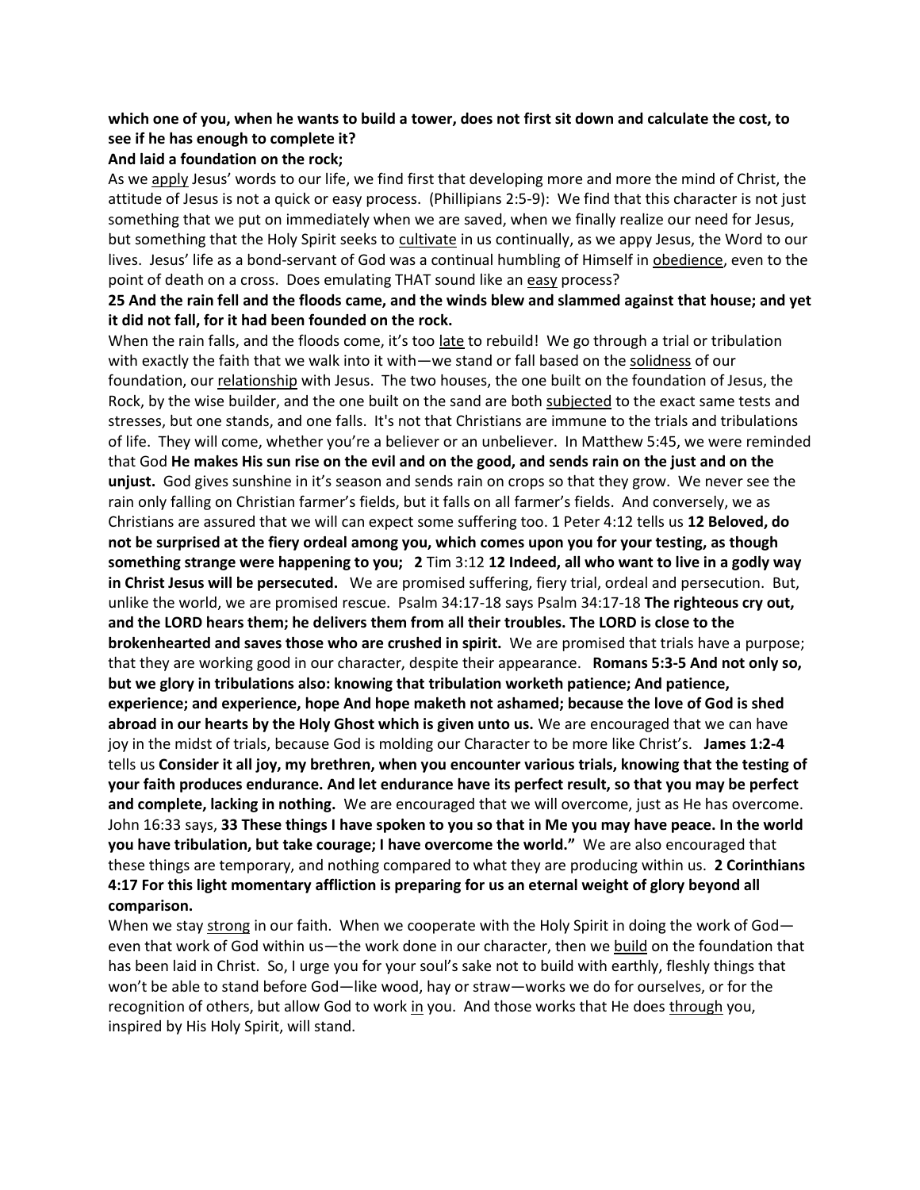**which one of you, when he wants to build a tower, does not first sit down and calculate the cost, to see if he has enough to complete it?**

**And laid a foundation on the rock;**

As we <u>apply</u> Jesus' words to our life, we find first that developing more and more the mind of Christ, the attitude of Jesus is not a quick or easy process. (Phillipians 2:5-9): We find that this character is not just something that we put on immediately when we are saved, when we finally realize our need for Jesus, but something that the Holy Spirit seeks to <u>cultivate</u> in us continually, as we appy Jesus, the Word to our lives. Jesus' life as a bond-servant of God was a continual humbling of Himself in <u>obedience</u>, even to the point of death on a cross. Does emulating THAT sound like an <u>easy</u> process?

**25 And the rain fell and the floods came, and the winds blew and slammed against that house; and yet it did not fall, for it had been founded on the rock.**

When the rain falls, and the floods come, it's too <u>late</u> to rebuild! We go through a trial or tribulation with exactly the faith that we walk into it with—we stand or fall based on the <u>solidness</u> of our foundation, our <u>relationship</u> with Jesus. The two houses, the one built on the foundation of Jesus, the Rock, by the wise builder, and the one built on the sand are both <u>subjected</u> to the exact same tests and stresses, but one stands, and one falls. It's not that Christians are immune to the trials and tribulations of life. They will come, whether you're a believer or an unbeliever. In Matthew 5:45, we were reminded that God **He makes His sun rise on the evil and on the good, and sends rain on the just and on the unjust.** God gives sunshine in it's season and sends rain on crops so that they grow. We never see the rain only falling on Christian farmer's fields, but it falls on all farmer's fields. And conversely, we as Christians are assured that we will can expect some suffering too. 1 Peter 4:12 tells us **12 Beloved, do not be surprised at the fiery ordeal among you, which comes upon you for your testing, as though something strange were happening to you; 2** Tim 3:12 **12 Indeed, all who want to live in a godly way in Christ Jesus will be persecuted.** We are promised suffering, fiery trial, ordeal and persecution. But, unlike the world, we are promised rescue. Psalm 34:17-18 says Psalm 34:17-18 **The righteous cry out, and the LORD hears them; he delivers them from all their troubles. The LORD is close to the brokenhearted and saves those who are crushed in spirit.** We are promised that trials have a purpose; that they are working good in our character, despite their appearance. **Romans 5:3-5 And not only so, but we glory in tribulations also: knowing that tribulation worketh patience; And patience, experience; and experience, hope And hope maketh not ashamed; because the love of God is shed abroad in our hearts by the Holy Ghost which is given unto us.** We are encouraged that we can have joy in the midst of trials, because God is molding our Character to be more like Christ's. **James 1:2-4** tells us **Consider it all joy, my brethren, when you encounter various trials, knowing that the testing of your faith produces endurance. And let endurance have its perfect result, so that you may be perfect and complete, lacking in nothing.** We are encouraged that we will overcome, just as He has overcome. John 16:33 says, **33 These things I have spoken to you so that in Me you may have peace. In the world you have tribulation, but take courage; I have overcome the world."** We are also encouraged that these things are temporary, and nothing compared to what they are producing within us. **2 Corinthians 4:17 For this light momentary affliction is preparing for us an eternal weight of glory beyond all comparison.**

When we stay <u>strong</u> in our faith. When we cooperate with the Holy Spirit in doing the work of God—even that work of God within us—the work done in our character, then we <u>build</u> on the foundation that has been laid in Christ. So, I urge you for your soul's sake not to build with earthly, fleshly things that won't be able to stand before God—like wood, hay or straw—works we do for ourselves, or for the recognition of others, but allow God to work <u>in</u> you. And those works that He does <u>through</u> you, inspired by His Holy Spirit, will stand.